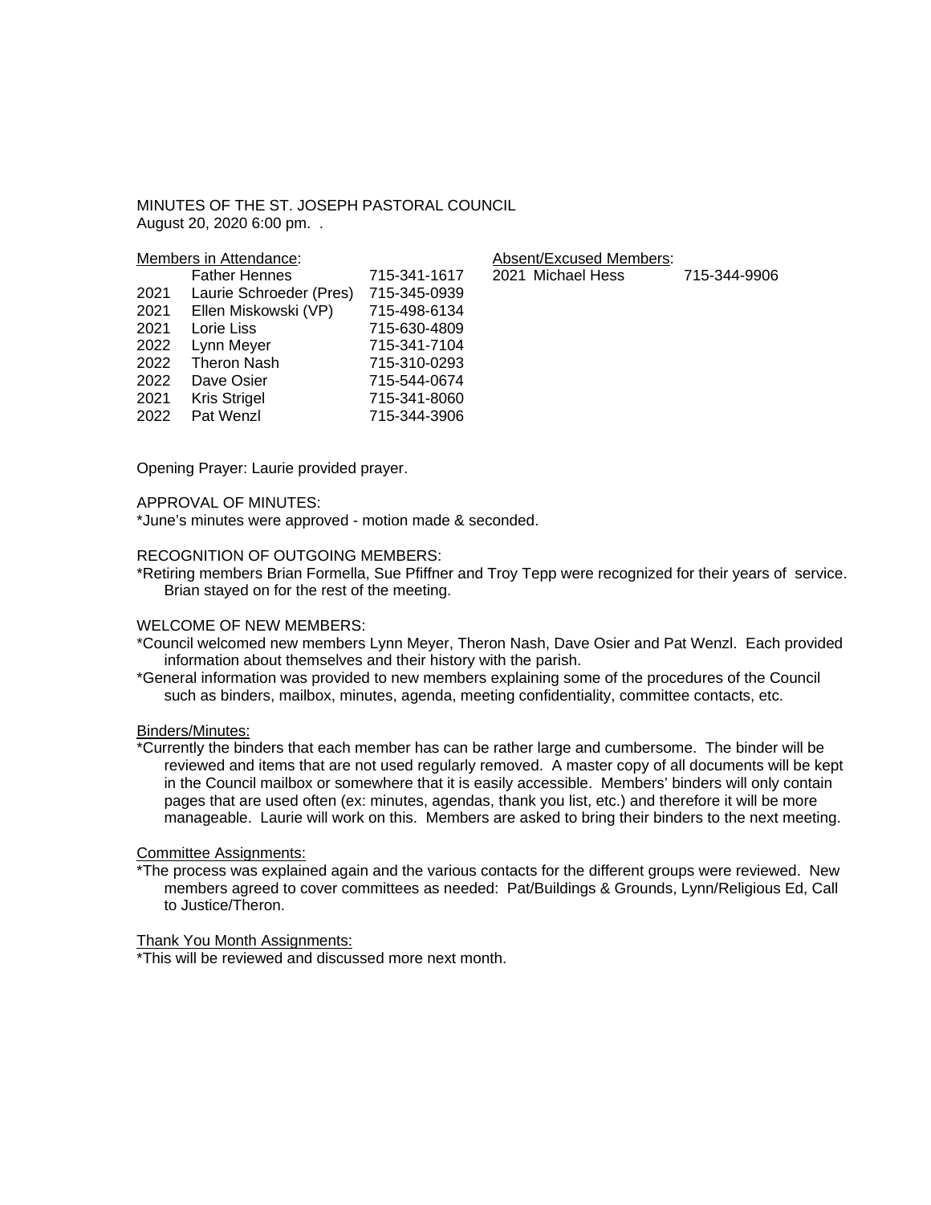MINUTES OF THE ST. JOSEPH PASTORAL COUNCIL
August 20, 2020 6:00 pm. .

<u>Members in Attendance</u>:

| | | |
|---|---|---|
| | Father Hennes | 715-341-1617 |
| 2021 | Laurie Schroeder (Pres) | 715-345-0939 |
| 2021 | Ellen Miskowski (VP) | 715-498-6134 |
| 2021 | Lorie Liss | 715-630-4809 |
| 2022 | Lynn Meyer | 715-341-7104 |
| 2022 | Theron Nash | 715-310-0293 |
| 2022 | Dave Osier | 715-544-0674 |
| 2021 | Kris Strigel | 715-341-8060 |
| 2022 | Pat Wenzl | 715-344-3906 |

<u>Absent/Excused Members</u>:

| | | |
|---|---|---|
| 2021 | Michael Hess | 715-344-9906 |

Opening Prayer: Laurie provided prayer.

APPROVAL OF MINUTES:

*June's minutes were approved - motion made & seconded.

RECOGNITION OF OUTGOING MEMBERS:

*Retiring members Brian Formella, Sue Pfiffner and Troy Tepp were recognized for their years of service. Brian stayed on for the rest of the meeting.

WELCOME OF NEW MEMBERS:

*Council welcomed new members Lynn Meyer, Theron Nash, Dave Osier and Pat Wenzl. Each provided information about themselves and their history with the parish.

*General information was provided to new members explaining some of the procedures of the Council such as binders, mailbox, minutes, agenda, meeting confidentiality, committee contacts, etc.

<u>Binders/Minutes:</u>

*Currently the binders that each member has can be rather large and cumbersome. The binder will be reviewed and items that are not used regularly removed. A master copy of all documents will be kept in the Council mailbox or somewhere that it is easily accessible. Members' binders will only contain pages that are used often (ex: minutes, agendas, thank you list, etc.) and therefore it will be more manageable. Laurie will work on this. Members are asked to bring their binders to the next meeting.

<u>Committee Assignments:</u>

*The process was explained again and the various contacts for the different groups were reviewed. New members agreed to cover committees as needed: Pat/Buildings & Grounds, Lynn/Religious Ed, Call to Justice/Theron.

<u>Thank You Month Assignments:</u>

*This will be reviewed and discussed more next month.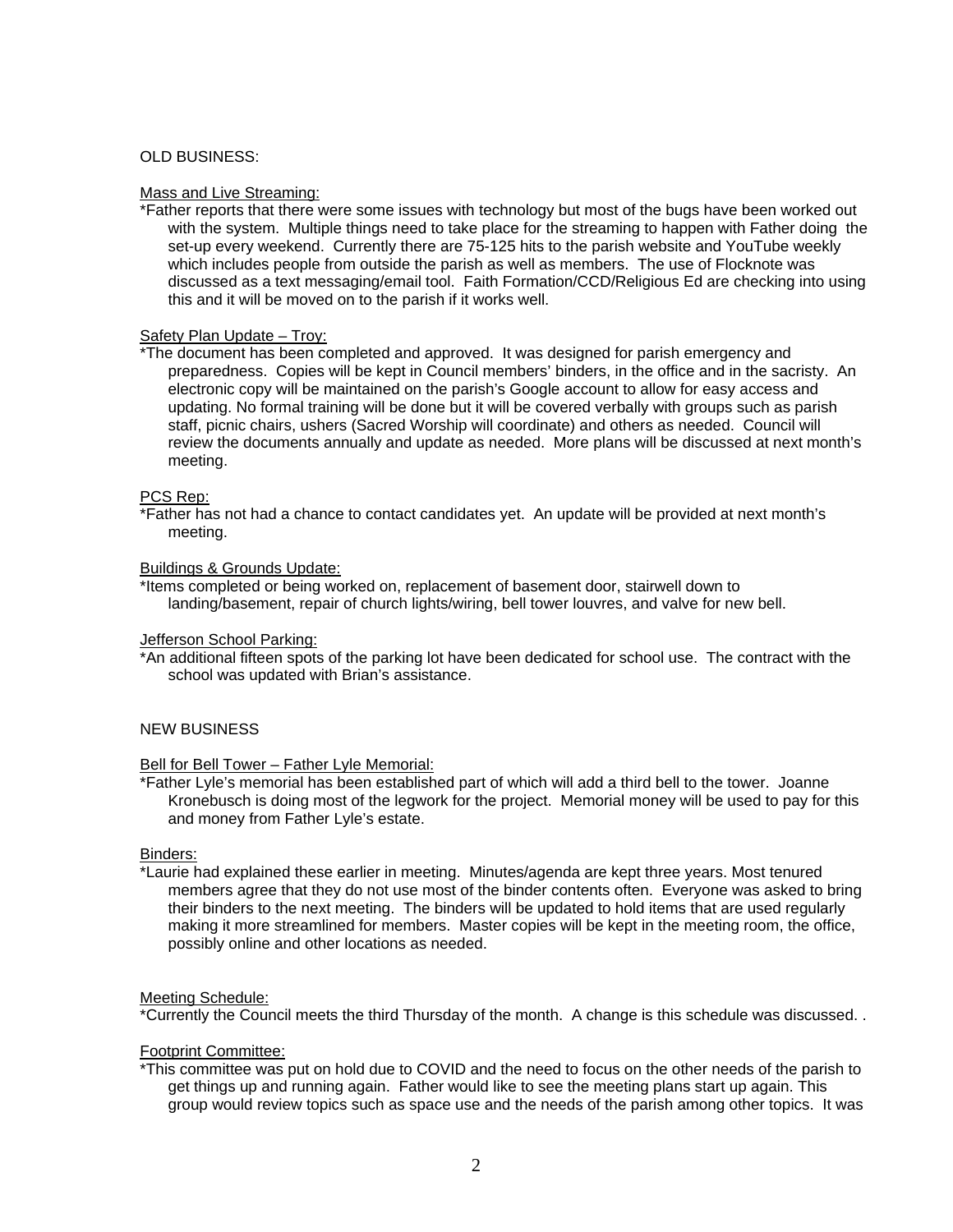OLD BUSINESS:

Mass and Live Streaming:

*Father reports that there were some issues with technology but most of the bugs have been worked out with the system. Multiple things need to take place for the streaming to happen with Father doing the set-up every weekend. Currently there are 75-125 hits to the parish website and YouTube weekly which includes people from outside the parish as well as members. The use of Flocknote was discussed as a text messaging/email tool. Faith Formation/CCD/Religious Ed are checking into using this and it will be moved on to the parish if it works well.

Safety Plan Update – Troy:

*The document has been completed and approved. It was designed for parish emergency and preparedness. Copies will be kept in Council members' binders, in the office and in the sacristy. An electronic copy will be maintained on the parish's Google account to allow for easy access and updating. No formal training will be done but it will be covered verbally with groups such as parish staff, picnic chairs, ushers (Sacred Worship will coordinate) and others as needed. Council will review the documents annually and update as needed. More plans will be discussed at next month's meeting.

PCS Rep:

*Father has not had a chance to contact candidates yet. An update will be provided at next month's meeting.

Buildings & Grounds Update:

*Items completed or being worked on, replacement of basement door, stairwell down to landing/basement, repair of church lights/wiring, bell tower louvres, and valve for new bell.

Jefferson School Parking:

*An additional fifteen spots of the parking lot have been dedicated for school use. The contract with the school was updated with Brian's assistance.

NEW BUSINESS

Bell for Bell Tower – Father Lyle Memorial:

*Father Lyle's memorial has been established part of which will add a third bell to the tower. Joanne Kronebusch is doing most of the legwork for the project. Memorial money will be used to pay for this and money from Father Lyle's estate.

Binders:

*Laurie had explained these earlier in meeting. Minutes/agenda are kept three years. Most tenured members agree that they do not use most of the binder contents often. Everyone was asked to bring their binders to the next meeting. The binders will be updated to hold items that are used regularly making it more streamlined for members. Master copies will be kept in the meeting room, the office, possibly online and other locations as needed.

Meeting Schedule:

*Currently the Council meets the third Thursday of the month. A change is this schedule was discussed. .

Footprint Committee:

*This committee was put on hold due to COVID and the need to focus on the other needs of the parish to get things up and running again. Father would like to see the meeting plans start up again. This group would review topics such as space use and the needs of the parish among other topics. It was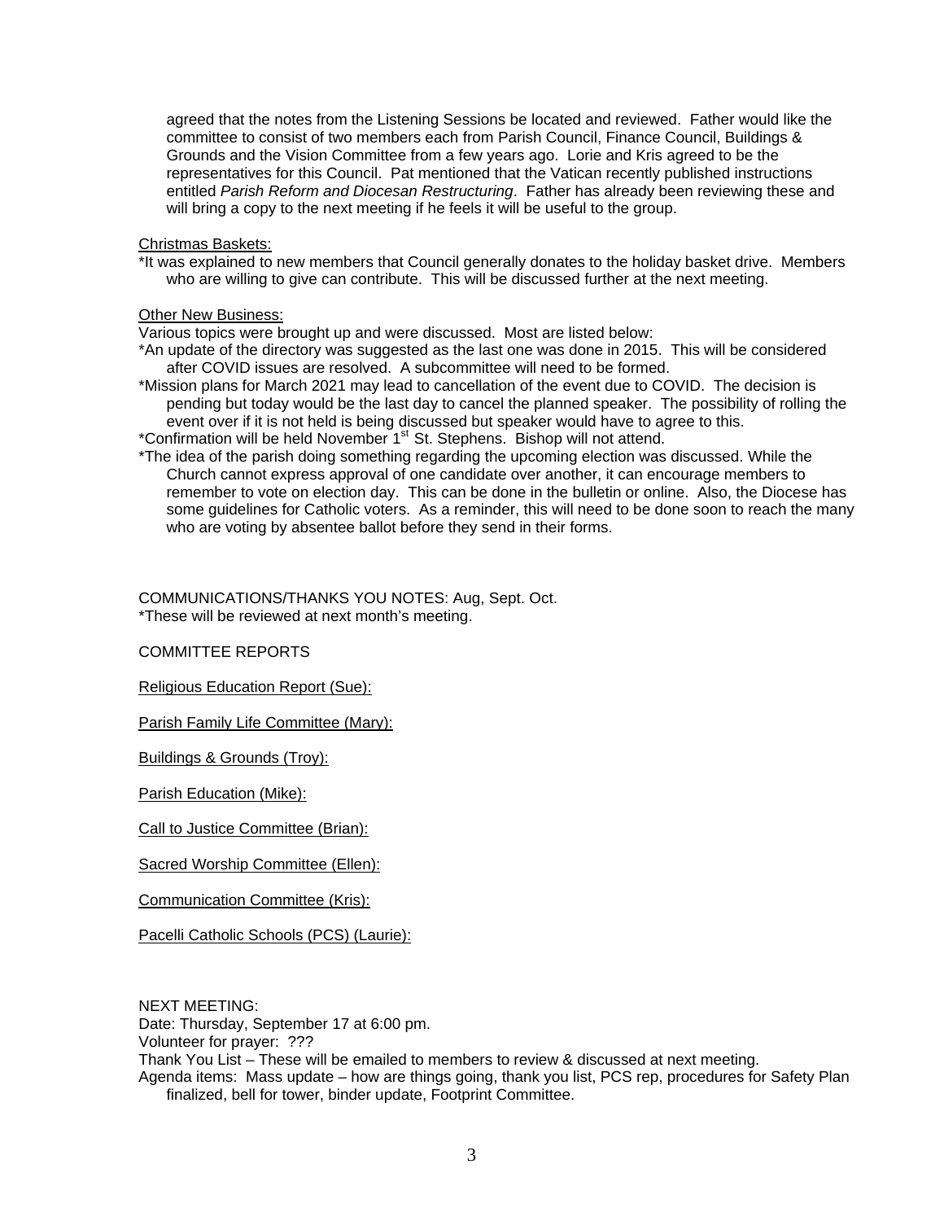agreed that the notes from the Listening Sessions be located and reviewed. Father would like the committee to consist of two members each from Parish Council, Finance Council, Buildings & Grounds and the Vision Committee from a few years ago. Lorie and Kris agreed to be the representatives for this Council. Pat mentioned that the Vatican recently published instructions entitled *Parish Reform and Diocesan Restructuring*. Father has already been reviewing these and will bring a copy to the next meeting if he feels it will be useful to the group.

Christmas Baskets:

*It was explained to new members that Council generally donates to the holiday basket drive. Members who are willing to give can contribute. This will be discussed further at the next meeting.

Other New Business:

Various topics were brought up and were discussed. Most are listed below:

*An update of the directory was suggested as the last one was done in 2015. This will be considered after COVID issues are resolved. A subcommittee will need to be formed.

*Mission plans for March 2021 may lead to cancellation of the event due to COVID. The decision is pending but today would be the last day to cancel the planned speaker. The possibility of rolling the event over if it is not held is being discussed but speaker would have to agree to this.

*Confirmation will be held November 1st St. Stephens. Bishop will not attend.

*The idea of the parish doing something regarding the upcoming election was discussed. While the Church cannot express approval of one candidate over another, it can encourage members to remember to vote on election day. This can be done in the bulletin or online. Also, the Diocese has some guidelines for Catholic voters. As a reminder, this will need to be done soon to reach the many who are voting by absentee ballot before they send in their forms.

COMMUNICATIONS/THANKS YOU NOTES: Aug, Sept. Oct.

*These will be reviewed at next month's meeting.

COMMITTEE REPORTS

Religious Education Report (Sue):

Parish Family Life Committee (Mary):

Buildings & Grounds (Troy):

Parish Education (Mike):

Call to Justice Committee (Brian):

Sacred Worship Committee (Ellen):

Communication Committee (Kris):

Pacelli Catholic Schools (PCS) (Laurie):

NEXT MEETING:

Date: Thursday, September 17 at 6:00 pm.

Volunteer for prayer: ???

Thank You List – These will be emailed to members to review & discussed at next meeting.

Agenda items: Mass update – how are things going, thank you list, PCS rep, procedures for Safety Plan finalized, bell for tower, binder update, Footprint Committee.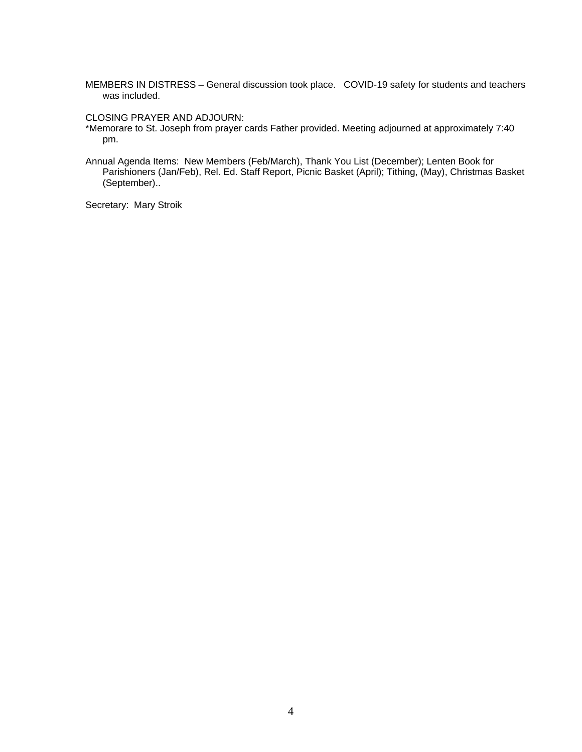MEMBERS IN DISTRESS – General discussion took place. COVID-19 safety for students and teachers was included.

CLOSING PRAYER AND ADJOURN:
*Memorare to St. Joseph from prayer cards Father provided. Meeting adjourned at approximately 7:40 pm.

Annual Agenda Items: New Members (Feb/March), Thank You List (December); Lenten Book for Parishioners (Jan/Feb), Rel. Ed. Staff Report, Picnic Basket (April); Tithing, (May), Christmas Basket (September)..

Secretary: Mary Stroik